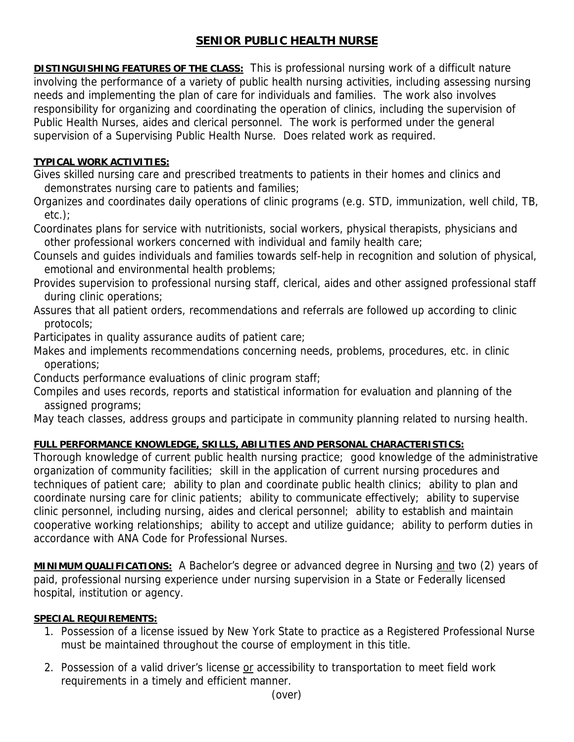# SENIOR PUBLIC HEALTH NURSE

**DISTINGUISHING FEATURES OF THE CLASS:** This is professional nursing work of a difficult nature involving the performance of a variety of public health nursing activities, including assessing nursing needs and implementing the plan of care for individuals and families. The work also involves responsibility for organizing and coordinating the operation of clinics, including the supervision of Public Health Nurses, aides and clerical personnel. The work is performed under the general supervision of a Supervising Public Health Nurse. Does related work as required.

**TYPICAL WORK ACTIVITIES:**

Gives skilled nursing care and prescribed treatments to patients in their homes and clinics and demonstrates nursing care to patients and families;

Organizes and coordinates daily operations of clinic programs (e.g. STD, immunization, well child, TB, etc.);

Coordinates plans for service with nutritionists, social workers, physical therapists, physicians and other professional workers concerned with individual and family health care;

Counsels and guides individuals and families towards self-help in recognition and solution of physical, emotional and environmental health problems;

Provides supervision to professional nursing staff, clerical, aides and other assigned professional staff during clinic operations;

Assures that all patient orders, recommendations and referrals are followed up according to clinic protocols;

Participates in quality assurance audits of patient care;

Makes and implements recommendations concerning needs, problems, procedures, etc. in clinic operations;

Conducts performance evaluations of clinic program staff;

Compiles and uses records, reports and statistical information for evaluation and planning of the assigned programs;

May teach classes, address groups and participate in community planning related to nursing health.

**FULL PERFORMANCE KNOWLEDGE, SKILLS, ABILITIES AND PERSONAL CHARACTERISTICS:** Thorough knowledge of current public health nursing practice; good knowledge of the administrative organization of community facilities; skill in the application of current nursing procedures and techniques of patient care; ability to plan and coordinate public health clinics; ability to plan and coordinate nursing care for clinic patients; ability to communicate effectively; ability to supervise clinic personnel, including nursing, aides and clerical personnel; ability to establish and maintain cooperative working relationships; ability to accept and utilize guidance; ability to perform duties in accordance with ANA Code for Professional Nurses.

**MINIMUM QUALIFICATIONS:** A Bachelor's degree or advanced degree in Nursing and two (2) years of paid, professional nursing experience under nursing supervision in a State or Federally licensed hospital, institution or agency.

**SPECIAL REQUIREMENTS:**

1. Possession of a license issued by New York State to practice as a Registered Professional Nurse must be maintained throughout the course of employment in this title.
2. Possession of a valid driver's license or accessibility to transportation to meet field work requirements in a timely and efficient manner.

(over)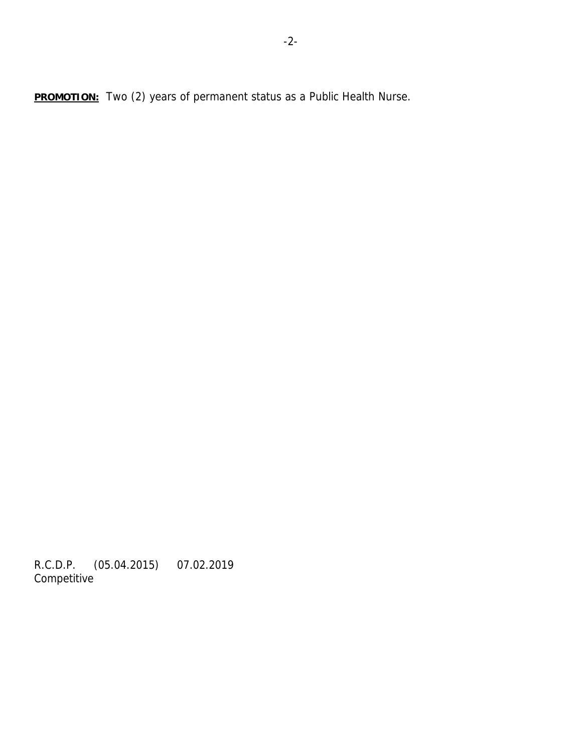**PROMOTION:** Two (2) years of permanent status as a Public Health Nurse.

R.C.D.P. (05.04.2015) 07.02.2019
Competitive